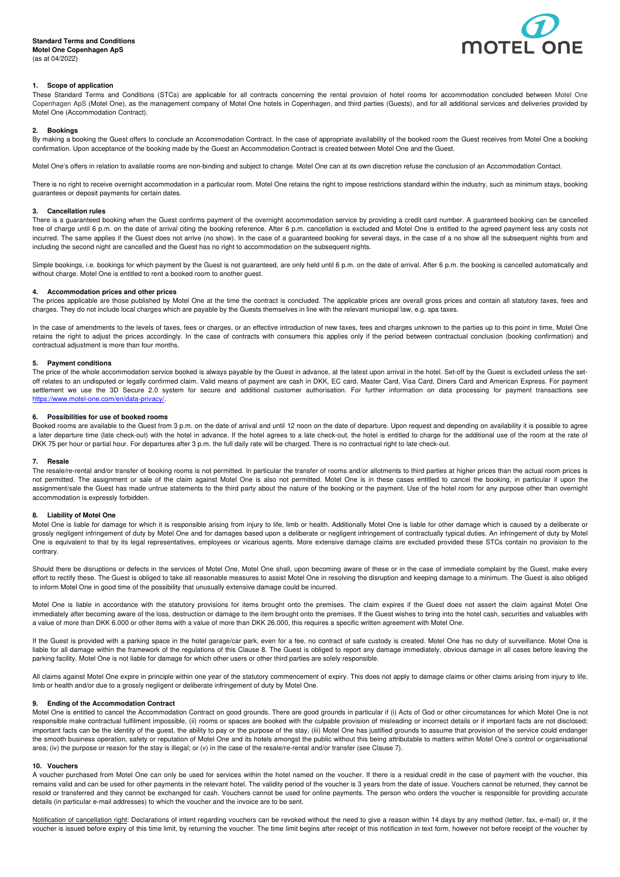**Standard Terms and Conditions**
**Motel One Copenhagen ApS**
(as at 04/2022)

## 1. Scope of application

These Standard Terms and Conditions (STCs) are applicable for all contracts concerning the rental provision of hotel rooms for accommodation concluded between Motel One Copenhagen ApS (Motel One), as the management company of Motel One hotels in Copenhagen, and third parties (Guests), and for all additional services and deliveries provided by Motel One (Accommodation Contract).

## 2. Bookings

By making a booking the Guest offers to conclude an Accommodation Contract. In the case of appropriate availability of the booked room the Guest receives from Motel One a booking confirmation. Upon acceptance of the booking made by the Guest an Accommodation Contract is created between Motel One and the Guest.

Motel One's offers in relation to available rooms are non-binding and subject to change. Motel One can at its own discretion refuse the conclusion of an Accommodation Contact.

There is no right to receive overnight accommodation in a particular room. Motel One retains the right to impose restrictions standard within the industry, such as minimum stays, booking guarantees or deposit payments for certain dates.

## 3. Cancellation rules

There is a guaranteed booking when the Guest confirms payment of the overnight accommodation service by providing a credit card number. A guaranteed booking can be cancelled free of charge until 6 p.m. on the date of arrival citing the booking reference. After 6 p.m. cancellation is excluded and Motel One is entitled to the agreed payment less any costs not incurred. The same applies if the Guest does not arrive (no show). In the case of a guaranteed booking for several days, in the case of a no show all the subsequent nights from and including the second night are cancelled and the Guest has no right to accommodation on the subsequent nights.

Simple bookings, i.e. bookings for which payment by the Guest is not guaranteed, are only held until 6 p.m. on the date of arrival. After 6 p.m. the booking is cancelled automatically and without charge. Motel One is entitled to rent a booked room to another guest.

## 4. Accommodation prices and other prices

The prices applicable are those published by Motel One at the time the contract is concluded. The applicable prices are overall gross prices and contain all statutory taxes, fees and charges. They do not include local charges which are payable by the Guests themselves in line with the relevant municipal law, e.g. spa taxes.

In the case of amendments to the levels of taxes, fees or charges, or an effective introduction of new taxes, fees and charges unknown to the parties up to this point in time, Motel One retains the right to adjust the prices accordingly. In the case of contracts with consumers this applies only if the period between contractual conclusion (booking confirmation) and contractual adjustment is more than four months.

## 5. Payment conditions

The price of the whole accommodation service booked is always payable by the Guest in advance, at the latest upon arrival in the hotel. Set-off by the Guest is excluded unless the set-off relates to an undisputed or legally confirmed claim. Valid means of payment are cash in DKK, EC card, Master Card, Visa Card, Diners Card and American Express. For payment settlement we use the 3D Secure 2.0 system for secure and additional customer authorisation. For further information on data processing for payment transactions see https://www.motel-one.com/en/data-privacy/.

## 6. Possibilities for use of booked rooms

Booked rooms are available to the Guest from 3 p.m. on the date of arrival and until 12 noon on the date of departure. Upon request and depending on availability it is possible to agree a later departure time (late check-out) with the hotel in advance. If the hotel agrees to a late check-out, the hotel is entitled to charge for the additional use of the room at the rate of DKK 75 per hour or partial hour. For departures after 3 p.m. the full daily rate will be charged. There is no contractual right to late check-out.

## 7. Resale

The resale/re-rental and/or transfer of booking rooms is not permitted. In particular the transfer of rooms and/or allotments to third parties at higher prices than the actual room prices is not permitted. The assignment or sale of the claim against Motel One is also not permitted. Motel One is in these cases entitled to cancel the booking, in particular if upon the assignment/sale the Guest has made untrue statements to the third party about the nature of the booking or the payment. Use of the hotel room for any purpose other than overnight accommodation is expressly forbidden.

## 8. Liability of Motel One

Motel One is liable for damage for which it is responsible arising from injury to life, limb or health. Additionally Motel One is liable for other damage which is caused by a deliberate or grossly negligent infringement of duty by Motel One and for damages based upon a deliberate or negligent infringement of contractually typical duties. An infringement of duty by Motel One is equivalent to that by its legal representatives, employees or vicarious agents. More extensive damage claims are excluded provided these STCs contain no provision to the contrary.

Should there be disruptions or defects in the services of Motel One, Motel One shall, upon becoming aware of these or in the case of immediate complaint by the Guest, make every effort to rectify these. The Guest is obliged to take all reasonable measures to assist Motel One in resolving the disruption and keeping damage to a minimum. The Guest is also obliged to inform Motel One in good time of the possibility that unusually extensive damage could be incurred.

Motel One is liable in accordance with the statutory provisions for items brought onto the premises. The claim expires if the Guest does not assert the claim against Motel One immediately after becoming aware of the loss, destruction or damage to the item brought onto the premises. If the Guest wishes to bring into the hotel cash, securities and valuables with a value of more than DKK 6.000 or other items with a value of more than DKK 26.000, this requires a specific written agreement with Motel One.

If the Guest is provided with a parking space in the hotel garage/car park, even for a fee, no contract of safe custody is created. Motel One has no duty of surveillance. Motel One is liable for all damage within the framework of the regulations of this Clause 8. The Guest is obliged to report any damage immediately, obvious damage in all cases before leaving the parking facility. Motel One is not liable for damage for which other users or other third parties are solely responsible.

All claims against Motel One expire in principle within one year of the statutory commencement of expiry. This does not apply to damage claims or other claims arising from injury to life, limb or health and/or due to a grossly negligent or deliberate infringement of duty by Motel One.

## 9. Ending of the Accommodation Contract

Motel One is entitled to cancel the Accommodation Contract on good grounds. There are good grounds in particular if (i) Acts of God or other circumstances for which Motel One is not responsible make contractual fulfilment impossible, (ii) rooms or spaces are booked with the culpable provision of misleading or incorrect details or if important facts are not disclosed; important facts can be the identity of the guest, the ability to pay or the purpose of the stay, (iii) Motel One has justified grounds to assume that provision of the service could endanger the smooth business operation, safety or reputation of Motel One and its hotels amongst the public without this being attributable to matters within Motel One's control or organisational area; (iv) the purpose or reason for the stay is illegal; or (v) in the case of the resale/re-rental and/or transfer (see Clause 7).

## 10. Vouchers

A voucher purchased from Motel One can only be used for services within the hotel named on the voucher. If there is a residual credit in the case of payment with the voucher, this remains valid and can be used for other payments in the relevant hotel. The validity period of the voucher is 3 years from the date of issue. Vouchers cannot be returned, they cannot be resold or transferred and they cannot be exchanged for cash. Vouchers cannot be used for online payments. The person who orders the voucher is responsible for providing accurate details (in particular e-mail addresses) to which the voucher and the invoice are to be sent.

Notification of cancellation right: Declarations of intent regarding vouchers can be revoked without the need to give a reason within 14 days by any method (letter, fax, e-mail) or, if the voucher is issued before expiry of this time limit, by returning the voucher. The time limit begins after receipt of this notification in text form, however not before receipt of the voucher by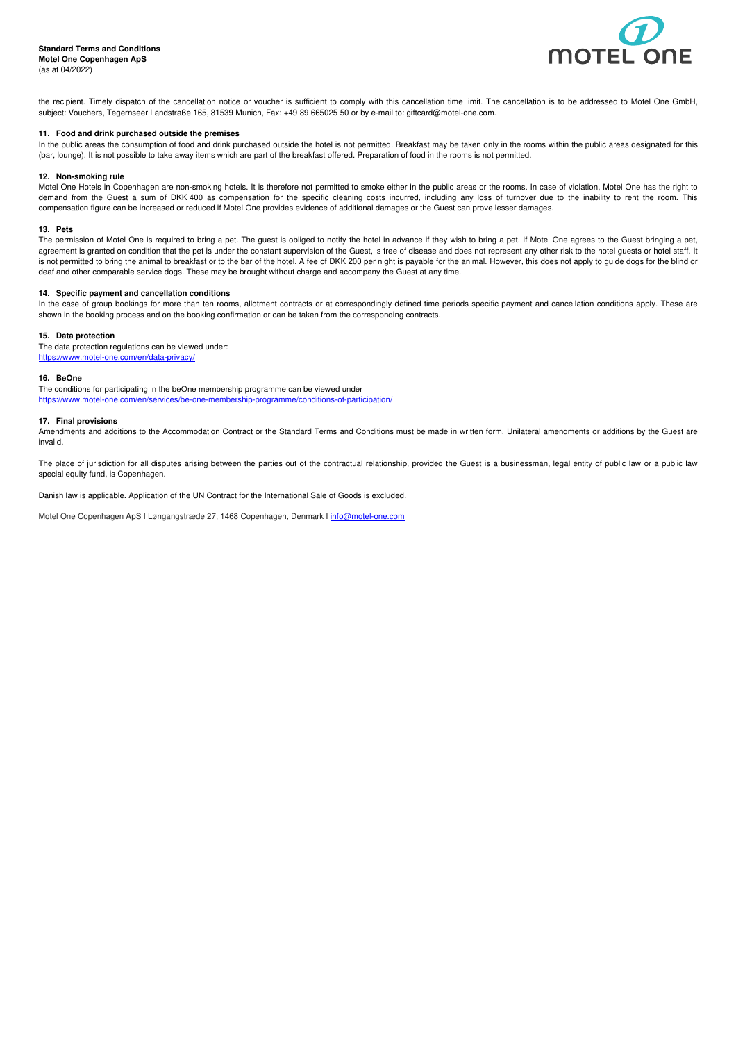the recipient. Timely dispatch of the cancellation notice or voucher is sufficient to comply with this cancellation time limit. The cancellation is to be addressed to Motel One GmbH, subject: Vouchers, Tegernseer Landstraße 165, 81539 Munich, Fax: +49 89 665025 50 or by e-mail to: giftcard@motel-one.com.

**11. Food and drink purchased outside the premises**

In the public areas the consumption of food and drink purchased outside the hotel is not permitted. Breakfast may be taken only in the rooms within the public areas designated for this (bar, lounge). It is not possible to take away items which are part of the breakfast offered. Preparation of food in the rooms is not permitted.

**12. Non-smoking rule**

Motel One Hotels in Copenhagen are non-smoking hotels. It is therefore not permitted to smoke either in the public areas or the rooms. In case of violation, Motel One has the right to demand from the Guest a sum of DKK 400 as compensation for the specific cleaning costs incurred, including any loss of turnover due to the inability to rent the room. This compensation figure can be increased or reduced if Motel One provides evidence of additional damages or the Guest can prove lesser damages.

**13. Pets**

The permission of Motel One is required to bring a pet. The guest is obliged to notify the hotel in advance if they wish to bring a pet. If Motel One agrees to the Guest bringing a pet, agreement is granted on condition that the pet is under the constant supervision of the Guest, is free of disease and does not represent any other risk to the hotel guests or hotel staff. It is not permitted to bring the animal to breakfast or to the bar of the hotel. A fee of DKK 200 per night is payable for the animal. However, this does not apply to guide dogs for the blind or deaf and other comparable service dogs. These may be brought without charge and accompany the Guest at any time.

**14. Specific payment and cancellation conditions**

In the case of group bookings for more than ten rooms, allotment contracts or at correspondingly defined time periods specific payment and cancellation conditions apply. These are shown in the booking process and on the booking confirmation or can be taken from the corresponding contracts.

**15. Data protection**

The data protection regulations can be viewed under:
https://www.motel-one.com/en/data-privacy/

**16. BeOne**

The conditions for participating in the beOne membership programme can be viewed under
https://www.motel-one.com/en/services/be-one-membership-programme/conditions-of-participation/

**17. Final provisions**

Amendments and additions to the Accommodation Contract or the Standard Terms and Conditions must be made in written form. Unilateral amendments or additions by the Guest are invalid.

The place of jurisdiction for all disputes arising between the parties out of the contractual relationship, provided the Guest is a businessman, legal entity of public law or a public law special equity fund, is Copenhagen.

Danish law is applicable. Application of the UN Contract for the International Sale of Goods is excluded.

Motel One Copenhagen ApS I Løngangstræde 27, 1468 Copenhagen, Denmark I info@motel-one.com